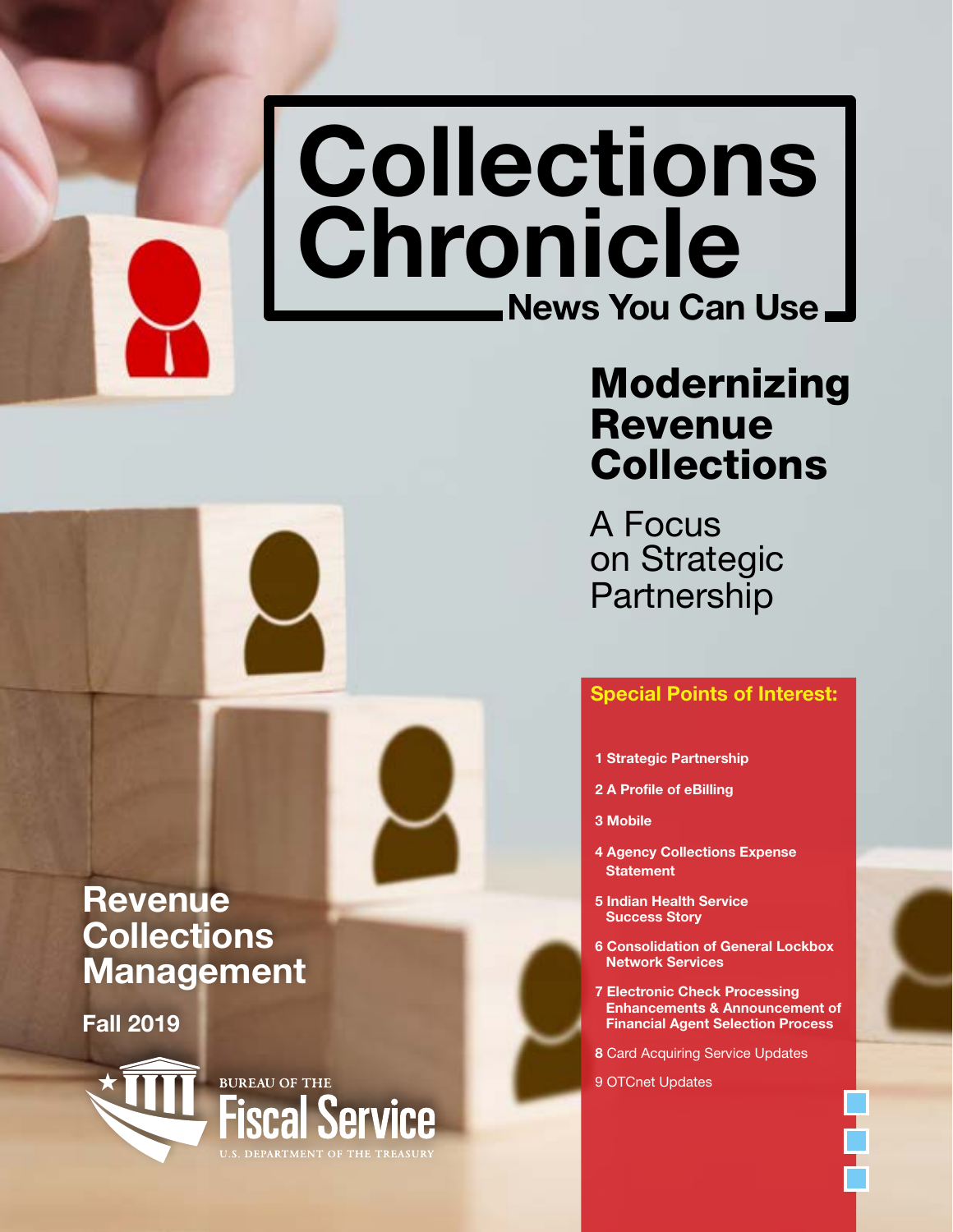# Collections Chronicle

**News You Can Use**

## Modernizing Revenue Collections

A Focus on Strategic Partnership

### Special Points of Interest:

- **1 Strategic Partnership**
- **2 A Profile of eBilling**
- **3 Mobile**
- **4 Agency Collections Expense Statement**
- **5 Indian Health Service Success Story**
- **6 Consolidation of General Lockbox Network Services**
- **7 Electronic Check Processing Enhancements & Announcement of Financial Agent Selection Process**
- **8** Card Acquiring Service Updates
- 9 OTCnet Updates

**Revenue Collections Management**

**Fall 2019**

BUREAU OF THE Fiscal Service

U.S. DEPARTMENT OF THE TREASURY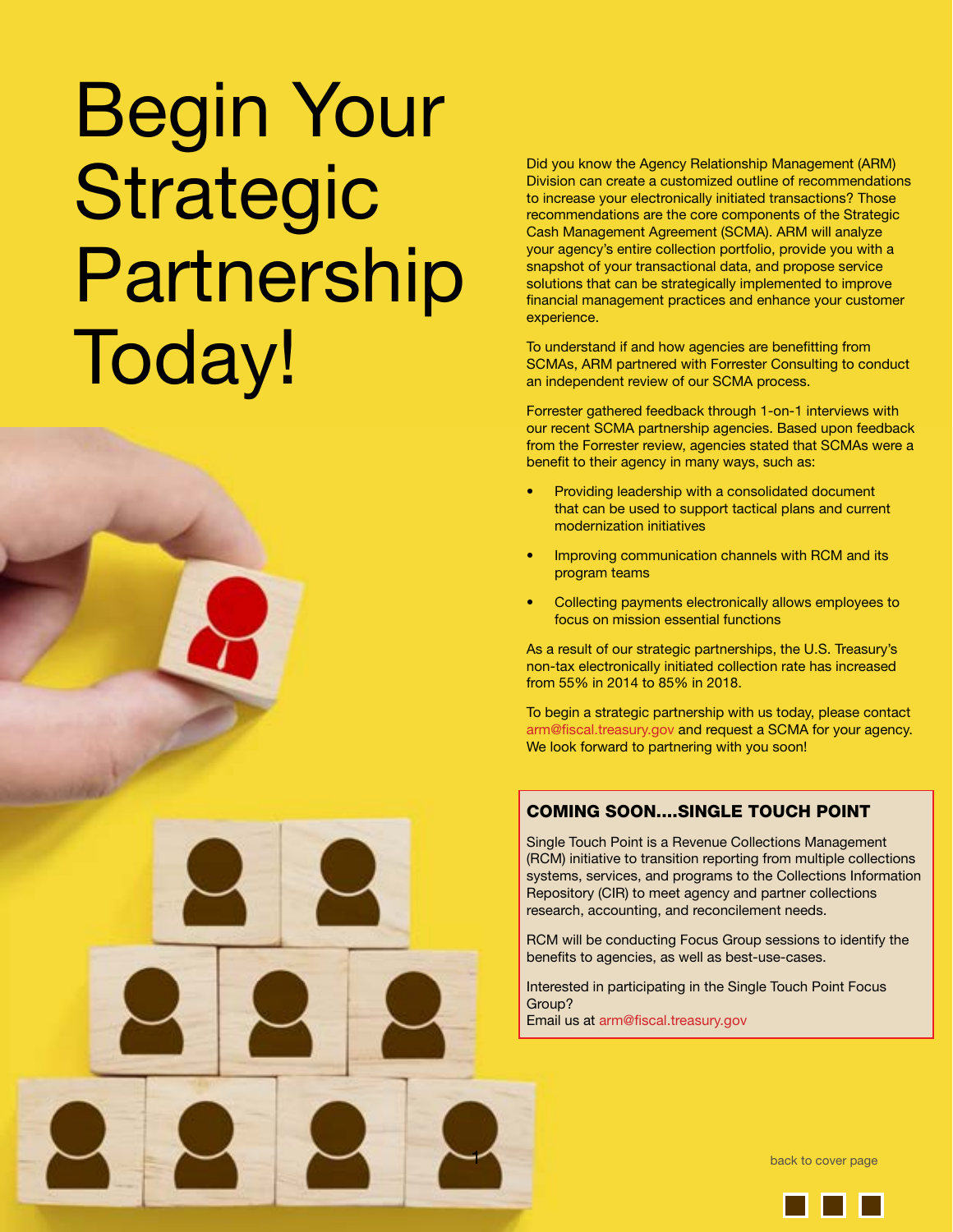# Begin Your Strategic Partnership Today!

Did you know the Agency Relationship Management (ARM) Division can create a customized outline of recommendations to increase your electronically initiated transactions? Those recommendations are the core components of the Strategic Cash Management Agreement (SCMA). ARM will analyze your agency's entire collection portfolio, provide you with a snapshot of your transactional data, and propose service solutions that can be strategically implemented to improve financial management practices and enhance your customer experience.

To understand if and how agencies are benefitting from SCMAs, ARM partnered with Forrester Consulting to conduct an independent review of our SCMA process.

Forrester gathered feedback through 1-on-1 interviews with our recent SCMA partnership agencies. Based upon feedback from the Forrester review, agencies stated that SCMAs were a benefit to their agency in many ways, such as:

- Providing leadership with a consolidated document that can be used to support tactical plans and current modernization initiatives
- Improving communication channels with RCM and its program teams
- Collecting payments electronically allows employees to focus on mission essential functions

As a result of our strategic partnerships, the U.S. Treasury's non-tax electronically initiated collection rate has increased from 55% in 2014 to 85% in 2018.

To begin a strategic partnership with us today, please contact arm@fiscal.treasury.gov and request a SCMA for your agency. We look forward to partnering with you soon!

## COMING SOON....SINGLE TOUCH POINT

Single Touch Point is a Revenue Collections Management (RCM) initiative to transition reporting from multiple collections systems, services, and programs to the Collections Information Repository (CIR) to meet agency and partner collections research, accounting, and reconcilement needs.

RCM will be conducting Focus Group sessions to identify the benefits to agencies, as well as best-use-cases.

Interested in participating in the Single Touch Point Focus Group?
Email us at arm@fiscal.treasury.gov

back to cover page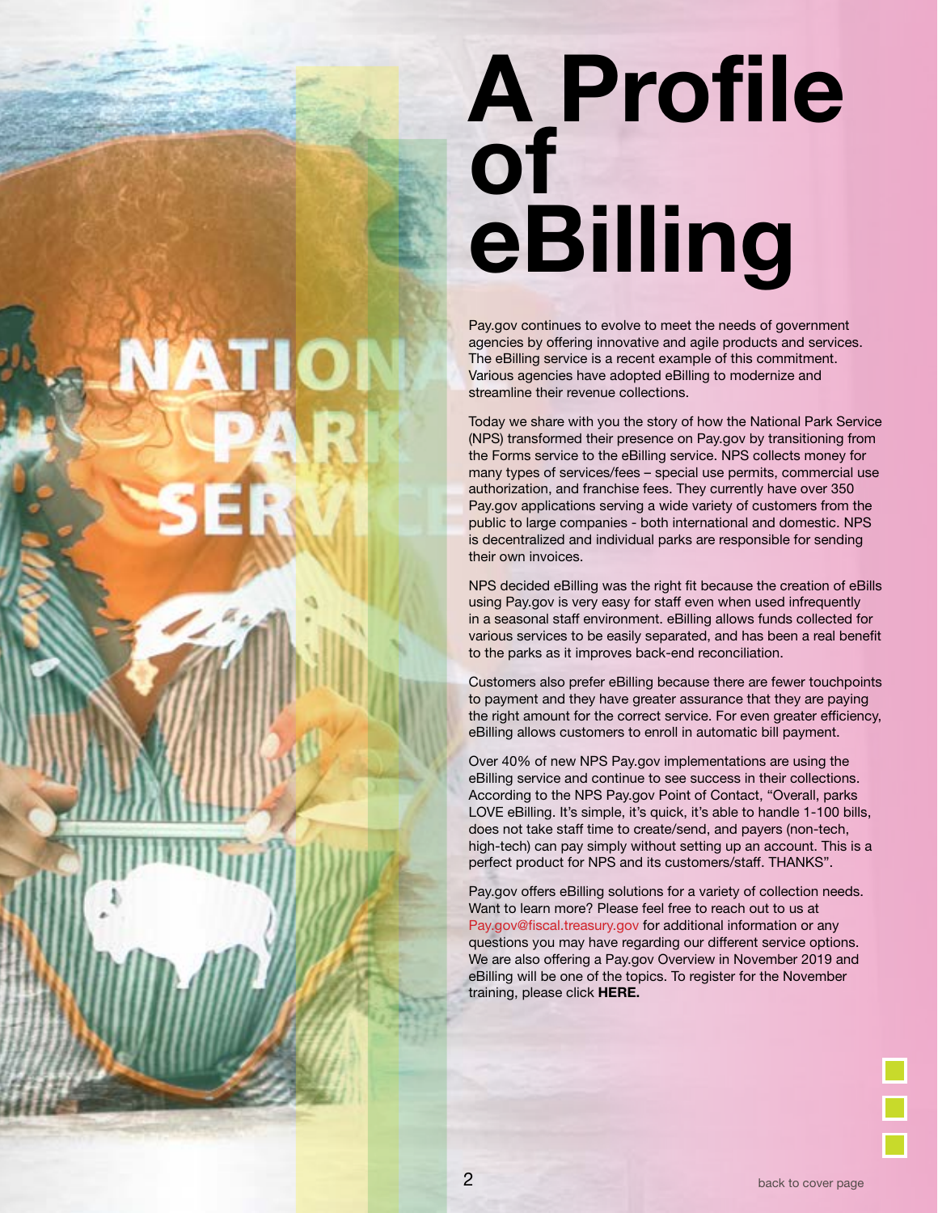# A Profile of eBilling

Pay.gov continues to evolve to meet the needs of government agencies by offering innovative and agile products and services. The eBilling service is a recent example of this commitment. Various agencies have adopted eBilling to modernize and streamline their revenue collections.

Today we share with you the story of how the National Park Service (NPS) transformed their presence on Pay.gov by transitioning from the Forms service to the eBilling service. NPS collects money for many types of services/fees – special use permits, commercial use authorization, and franchise fees. They currently have over 350 Pay.gov applications serving a wide variety of customers from the public to large companies - both international and domestic. NPS is decentralized and individual parks are responsible for sending their own invoices.

NPS decided eBilling was the right fit because the creation of eBills using Pay.gov is very easy for staff even when used infrequently in a seasonal staff environment. eBilling allows funds collected for various services to be easily separated, and has been a real benefit to the parks as it improves back-end reconciliation.

Customers also prefer eBilling because there are fewer touchpoints to payment and they have greater assurance that they are paying the right amount for the correct service. For even greater efficiency, eBilling allows customers to enroll in automatic bill payment.

Over 40% of new NPS Pay.gov implementations are using the eBilling service and continue to see success in their collections. According to the NPS Pay.gov Point of Contact, "Overall, parks LOVE eBilling. It's simple, it's quick, it's able to handle 1-100 bills, does not take staff time to create/send, and payers (non-tech, high-tech) can pay simply without setting up an account. This is a perfect product for NPS and its customers/staff. THANKS".

Pay.gov offers eBilling solutions for a variety of collection needs. Want to learn more? Please feel free to reach out to us at Pay.gov@fiscal.treasury.gov for additional information or any questions you may have regarding our different service options. We are also offering a Pay.gov Overview in November 2019 and eBilling will be one of the topics. To register for the November training, please click **HERE.**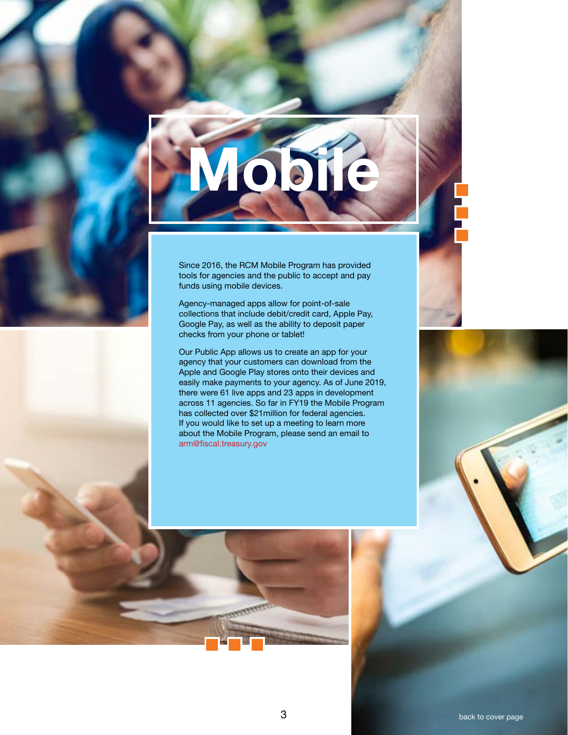# Mobile

Since 2016, the RCM Mobile Program has provided tools for agencies and the public to accept and pay funds using mobile devices.

Agency-managed apps allow for point-of-sale collections that include debit/credit card, Apple Pay, Google Pay, as well as the ability to deposit paper checks from your phone or tablet!

Our Public App allows us to create an app for your agency that your customers can download from the Apple and Google Play stores onto their devices and easily make payments to your agency. As of June 2019, there were 61 live apps and 23 apps in development across 11 agencies. So far in FY19 the Mobile Program has collected over $21million for federal agencies. If you would like to set up a meeting to learn more about the Mobile Program, please send an email to arm@fiscal.treasury.gov

back to cover page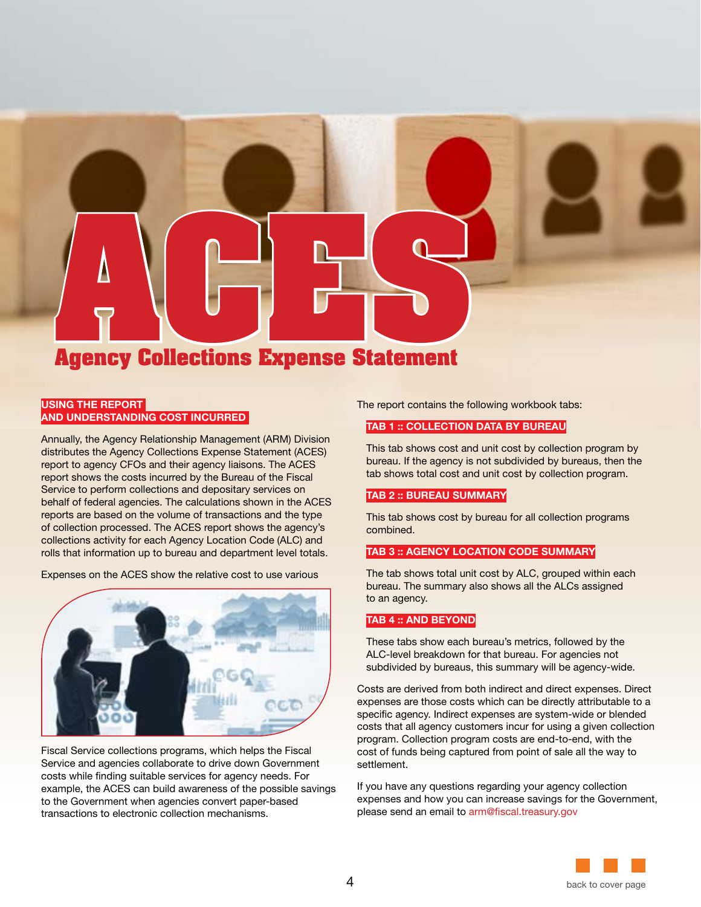# ACES

## Agency Collections Expense Statement

### USING THE REPORT AND UNDERSTANDING COST INCURRED

Annually, the Agency Relationship Management (ARM) Division distributes the Agency Collections Expense Statement (ACES) report to agency CFOs and their agency liaisons. The ACES report shows the costs incurred by the Bureau of the Fiscal Service to perform collections and depositary services on behalf of federal agencies. The calculations shown in the ACES reports are based on the volume of transactions and the type of collection processed. The ACES report shows the agency's collections activity for each Agency Location Code (ALC) and rolls that information up to bureau and department level totals.

Expenses on the ACES show the relative cost to use various Fiscal Service collections programs, which helps the Fiscal Service and agencies collaborate to drive down Government costs while finding suitable services for agency needs. For example, the ACES can build awareness of the possible savings to the Government when agencies convert paper-based transactions to electronic collection mechanisms.

The report contains the following workbook tabs:

#### TAB 1 :: COLLECTION DATA BY BUREAU

This tab shows cost and unit cost by collection program by bureau. If the agency is not subdivided by bureaus, then the tab shows total cost and unit cost by collection program.

#### TAB 2 :: BUREAU SUMMARY

This tab shows cost by bureau for all collection programs combined.

#### TAB 3 :: AGENCY LOCATION CODE SUMMARY

The tab shows total unit cost by ALC, grouped within each bureau. The summary also shows all the ALCs assigned to an agency.

#### TAB 4 :: AND BEYOND

These tabs show each bureau's metrics, followed by the ALC-level breakdown for that bureau. For agencies not subdivided by bureaus, this summary will be agency-wide.

Costs are derived from both indirect and direct expenses. Direct expenses are those costs which can be directly attributable to a specific agency. Indirect expenses are system-wide or blended costs that all agency customers incur for using a given collection program. Collection program costs are end-to-end, with the cost of funds being captured from point of sale all the way to settlement.

If you have any questions regarding your agency collection expenses and how you can increase savings for the Government, please send an email to arm@fiscal.treasury.gov

back to cover page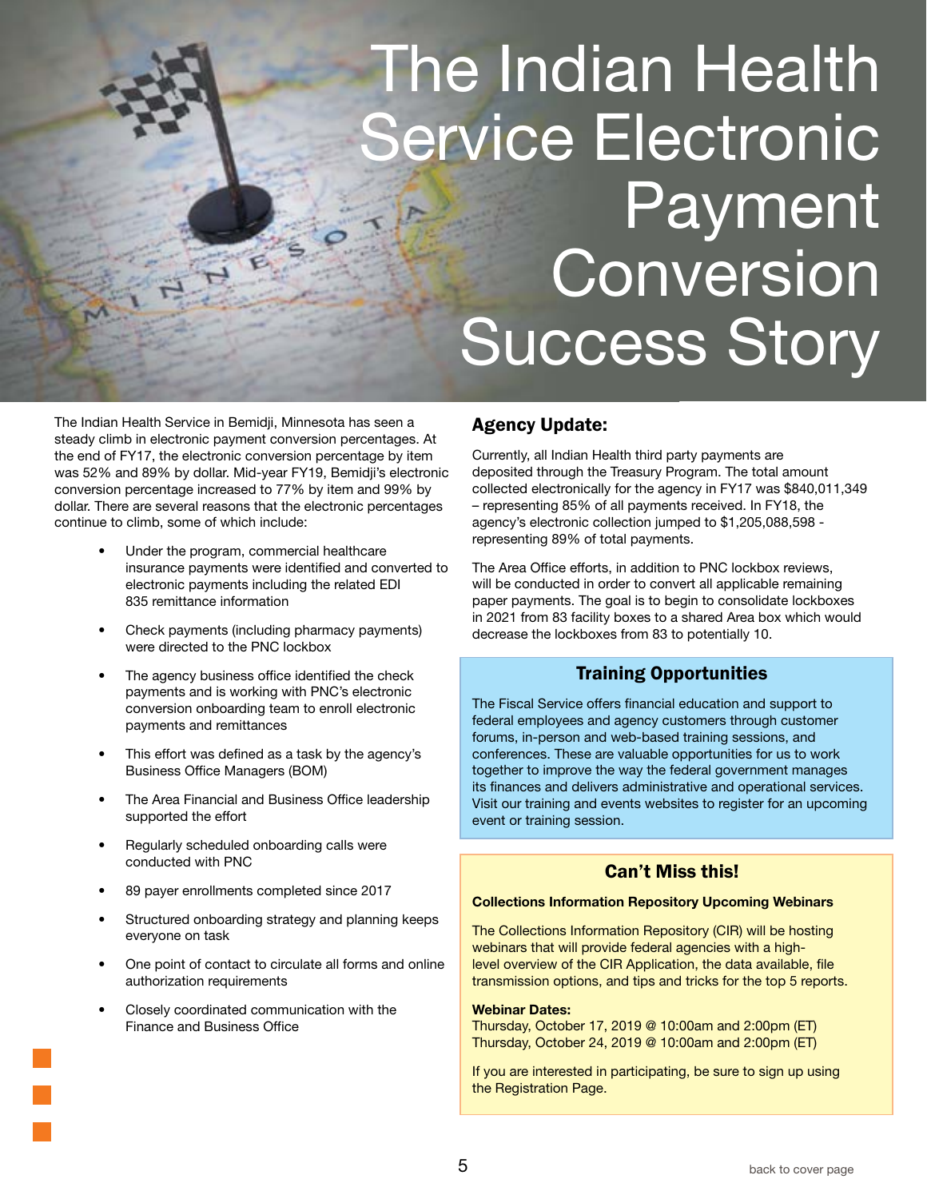# The Indian Health Service Electronic Payment Conversion Success Story

The Indian Health Service in Bemidji, Minnesota has seen a steady climb in electronic payment conversion percentages. At the end of FY17, the electronic conversion percentage by item was 52% and 89% by dollar. Mid-year FY19, Bemidji's electronic conversion percentage increased to 77% by item and 99% by dollar. There are several reasons that the electronic percentages continue to climb, some of which include:

- Under the program, commercial healthcare insurance payments were identified and converted to electronic payments including the related EDI 835 remittance information
- Check payments (including pharmacy payments) were directed to the PNC lockbox
- The agency business office identified the check payments and is working with PNC's electronic conversion onboarding team to enroll electronic payments and remittances
- This effort was defined as a task by the agency's Business Office Managers (BOM)
- The Area Financial and Business Office leadership supported the effort
- Regularly scheduled onboarding calls were conducted with PNC
- 89 payer enrollments completed since 2017
- Structured onboarding strategy and planning keeps everyone on task
- One point of contact to circulate all forms and online authorization requirements
- Closely coordinated communication with the Finance and Business Office

## Agency Update:

Currently, all Indian Health third party payments are deposited through the Treasury Program. The total amount collected electronically for the agency in FY17 was $840,011,349 – representing 85% of all payments received. In FY18, the agency's electronic collection jumped to $1,205,088,598 - representing 89% of total payments.

The Area Office efforts, in addition to PNC lockbox reviews, will be conducted in order to convert all applicable remaining paper payments. The goal is to begin to consolidate lockboxes in 2021 from 83 facility boxes to a shared Area box which would decrease the lockboxes from 83 to potentially 10.

## Training Opportunities

The Fiscal Service offers financial education and support to federal employees and agency customers through customer forums, in-person and web-based training sessions, and conferences. These are valuable opportunities for us to work together to improve the way the federal government manages its finances and delivers administrative and operational services. Visit our training and events websites to register for an upcoming event or training session.

## Can't Miss this!

**Collections Information Repository Upcoming Webinars**

The Collections Information Repository (CIR) will be hosting webinars that will provide federal agencies with a high-level overview of the CIR Application, the data available, file transmission options, and tips and tricks for the top 5 reports.

**Webinar Dates:**
Thursday, October 17, 2019 @ 10:00am and 2:00pm (ET)
Thursday, October 24, 2019 @ 10:00am and 2:00pm (ET)

If you are interested in participating, be sure to sign up using the Registration Page.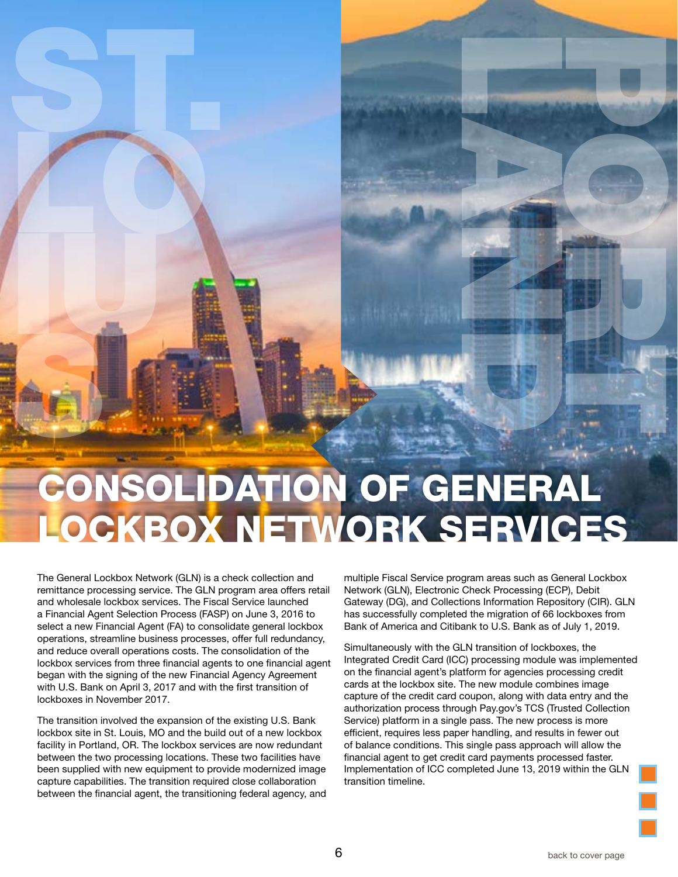# CONSOLIDATION OF GENERAL LOCKBOX NETWORK SERVICES

The General Lockbox Network (GLN) is a check collection and remittance processing service. The GLN program area offers retail and wholesale lockbox services. The Fiscal Service launched a Financial Agent Selection Process (FASP) on June 3, 2016 to select a new Financial Agent (FA) to consolidate general lockbox operations, streamline business processes, offer full redundancy, and reduce overall operations costs. The consolidation of the lockbox services from three financial agents to one financial agent began with the signing of the new Financial Agency Agreement with U.S. Bank on April 3, 2017 and with the first transition of lockboxes in November 2017.

The transition involved the expansion of the existing U.S. Bank lockbox site in St. Louis, MO and the build out of a new lockbox facility in Portland, OR. The lockbox services are now redundant between the two processing locations. These two facilities have been supplied with new equipment to provide modernized image capture capabilities. The transition required close collaboration between the financial agent, the transitioning federal agency, and multiple Fiscal Service program areas such as General Lockbox Network (GLN), Electronic Check Processing (ECP), Debit Gateway (DG), and Collections Information Repository (CIR). GLN has successfully completed the migration of 66 lockboxes from Bank of America and Citibank to U.S. Bank as of July 1, 2019.

Simultaneously with the GLN transition of lockboxes, the Integrated Credit Card (ICC) processing module was implemented on the financial agent's platform for agencies processing credit cards at the lockbox site. The new module combines image capture of the credit card coupon, along with data entry and the authorization process through Pay.gov's TCS (Trusted Collection Service) platform in a single pass. The new process is more efficient, requires less paper handling, and results in fewer out of balance conditions. This single pass approach will allow the financial agent to get credit card payments processed faster. Implementation of ICC completed June 13, 2019 within the GLN transition timeline.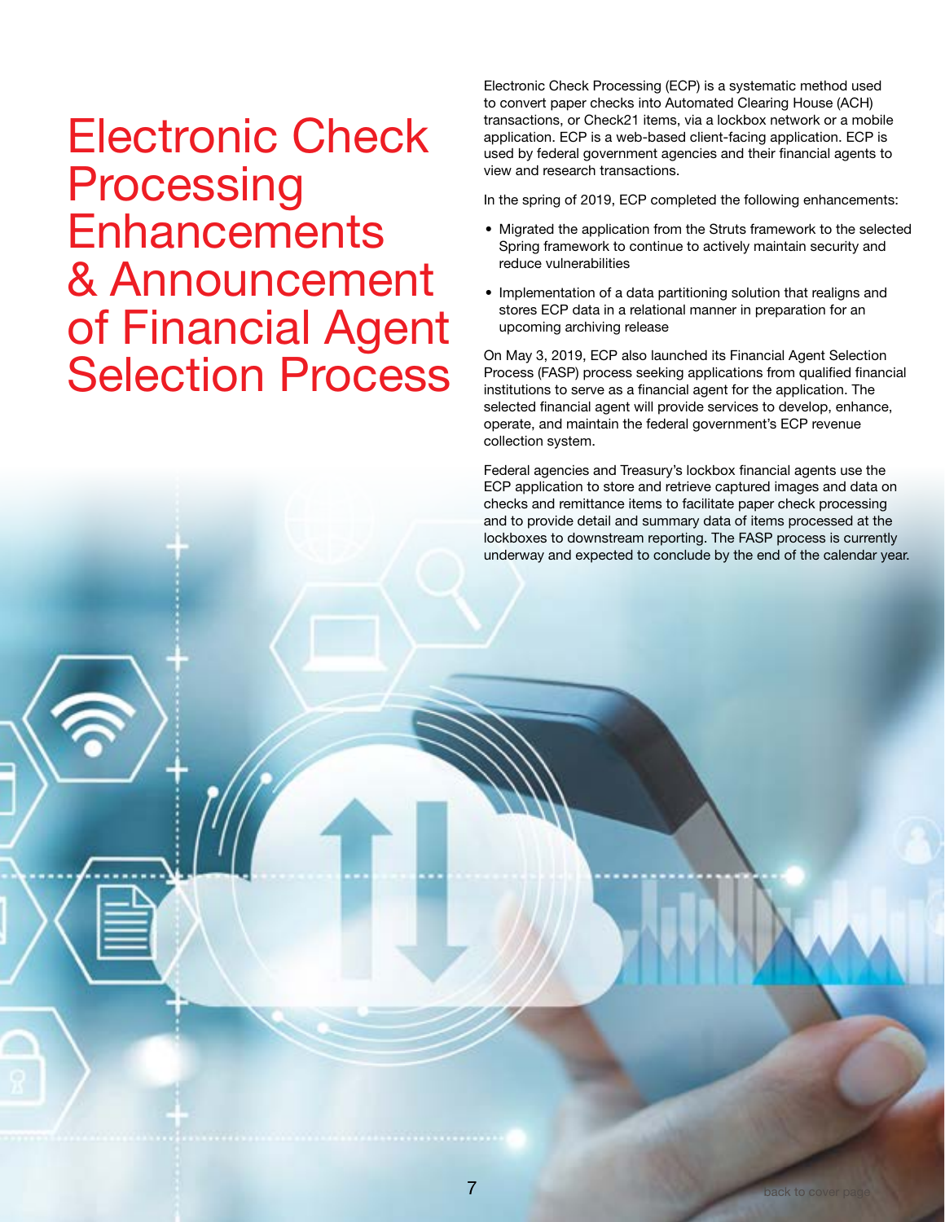# Electronic Check Processing Enhancements & Announcement of Financial Agent Selection Process

Electronic Check Processing (ECP) is a systematic method used to convert paper checks into Automated Clearing House (ACH) transactions, or Check21 items, via a lockbox network or a mobile application. ECP is a web-based client-facing application. ECP is used by federal government agencies and their financial agents to view and research transactions.

In the spring of 2019, ECP completed the following enhancements:

- Migrated the application from the Struts framework to the selected Spring framework to continue to actively maintain security and reduce vulnerabilities
- Implementation of a data partitioning solution that realigns and stores ECP data in a relational manner in preparation for an upcoming archiving release

On May 3, 2019, ECP also launched its Financial Agent Selection Process (FASP) process seeking applications from qualified financial institutions to serve as a financial agent for the application. The selected financial agent will provide services to develop, enhance, operate, and maintain the federal government's ECP revenue collection system.

Federal agencies and Treasury's lockbox financial agents use the ECP application to store and retrieve captured images and data on checks and remittance items to facilitate paper check processing and to provide detail and summary data of items processed at the lockboxes to downstream reporting. The FASP process is currently underway and expected to conclude by the end of the calendar year.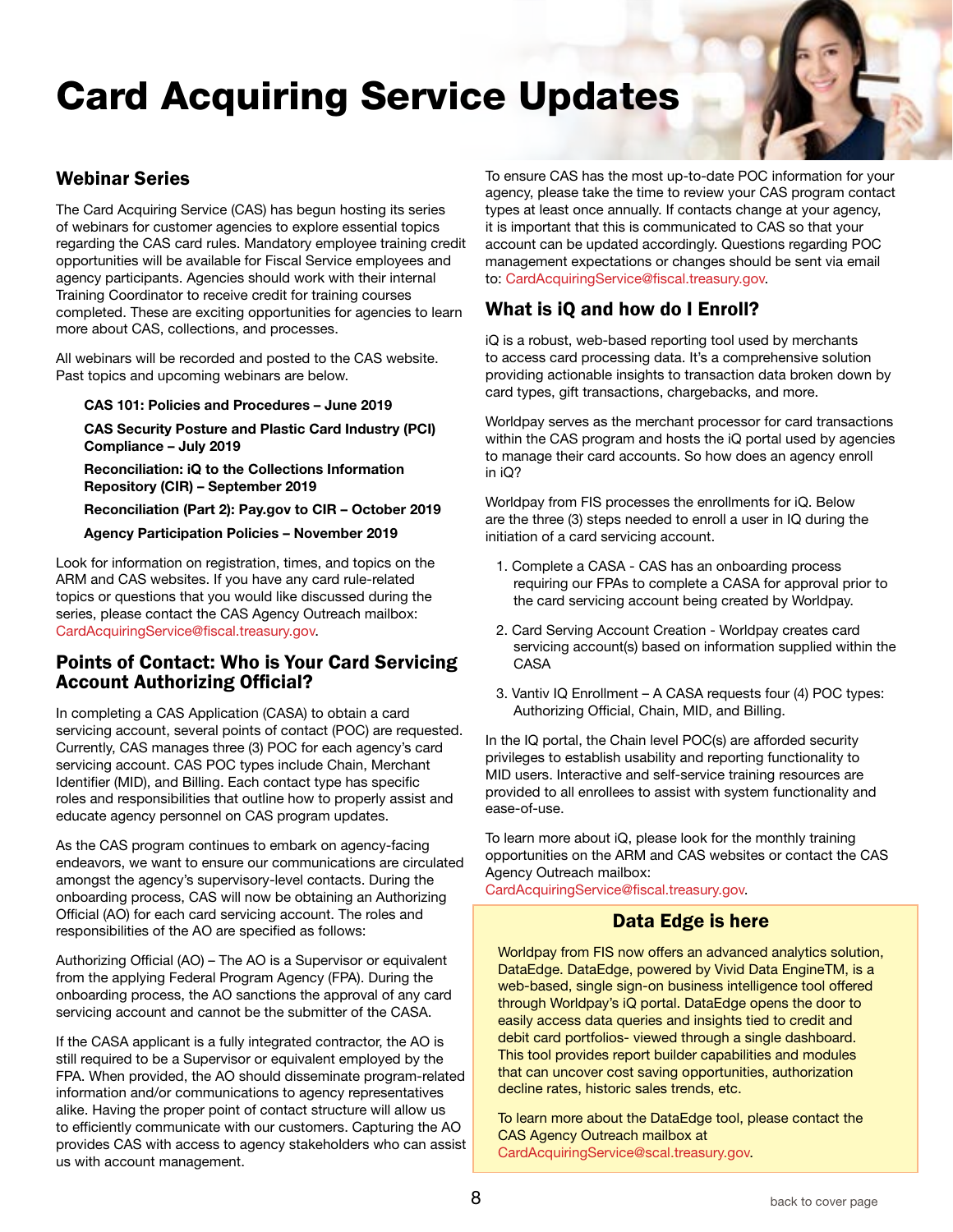# Card Acquiring Service Updates

## Webinar Series

The Card Acquiring Service (CAS) has begun hosting its series of webinars for customer agencies to explore essential topics regarding the CAS card rules. Mandatory employee training credit opportunities will be available for Fiscal Service employees and agency participants. Agencies should work with their internal Training Coordinator to receive credit for training courses completed. These are exciting opportunities for agencies to learn more about CAS, collections, and processes.

All webinars will be recorded and posted to the CAS website. Past topics and upcoming webinars are below.

**CAS 101: Policies and Procedures – June 2019**

**CAS Security Posture and Plastic Card Industry (PCI) Compliance – July 2019**

**Reconciliation: iQ to the Collections Information Repository (CIR) – September 2019**

**Reconciliation (Part 2): Pay.gov to CIR – October 2019**

**Agency Participation Policies – November 2019**

Look for information on registration, times, and topics on the ARM and CAS websites. If you have any card rule-related topics or questions that you would like discussed during the series, please contact the CAS Agency Outreach mailbox: CardAcquiringService@fiscal.treasury.gov.

## Points of Contact: Who is Your Card Servicing Account Authorizing Official?

In completing a CAS Application (CASA) to obtain a card servicing account, several points of contact (POC) are requested. Currently, CAS manages three (3) POC for each agency's card servicing account. CAS POC types include Chain, Merchant Identifier (MID), and Billing. Each contact type has specific roles and responsibilities that outline how to properly assist and educate agency personnel on CAS program updates.

As the CAS program continues to embark on agency-facing endeavors, we want to ensure our communications are circulated amongst the agency's supervisory-level contacts. During the onboarding process, CAS will now be obtaining an Authorizing Official (AO) for each card servicing account. The roles and responsibilities of the AO are specified as follows:

Authorizing Official (AO) – The AO is a Supervisor or equivalent from the applying Federal Program Agency (FPA). During the onboarding process, the AO sanctions the approval of any card servicing account and cannot be the submitter of the CASA.

If the CASA applicant is a fully integrated contractor, the AO is still required to be a Supervisor or equivalent employed by the FPA. When provided, the AO should disseminate program-related information and/or communications to agency representatives alike. Having the proper point of contact structure will allow us to efficiently communicate with our customers. Capturing the AO provides CAS with access to agency stakeholders who can assist us with account management.

To ensure CAS has the most up-to-date POC information for your agency, please take the time to review your CAS program contact types at least once annually. If contacts change at your agency, it is important that this is communicated to CAS so that your account can be updated accordingly. Questions regarding POC management expectations or changes should be sent via email to: CardAcquiringService@fiscal.treasury.gov.

## What is iQ and how do I Enroll?

iQ is a robust, web-based reporting tool used by merchants to access card processing data. It's a comprehensive solution providing actionable insights to transaction data broken down by card types, gift transactions, chargebacks, and more.

Worldpay serves as the merchant processor for card transactions within the CAS program and hosts the iQ portal used by agencies to manage their card accounts. So how does an agency enroll in iQ?

Worldpay from FIS processes the enrollments for iQ. Below are the three (3) steps needed to enroll a user in IQ during the initiation of a card servicing account.

1. Complete a CASA - CAS has an onboarding process requiring our FPAs to complete a CASA for approval prior to the card servicing account being created by Worldpay.
2. Card Serving Account Creation - Worldpay creates card servicing account(s) based on information supplied within the CASA
3. Vantiv IQ Enrollment – A CASA requests four (4) POC types: Authorizing Official, Chain, MID, and Billing.

In the IQ portal, the Chain level POC(s) are afforded security privileges to establish usability and reporting functionality to MID users. Interactive and self-service training resources are provided to all enrollees to assist with system functionality and ease-of-use.

To learn more about iQ, please look for the monthly training opportunities on the ARM and CAS websites or contact the CAS Agency Outreach mailbox: CardAcquiringService@fiscal.treasury.gov.

### Data Edge is here

Worldpay from FIS now offers an advanced analytics solution, DataEdge. DataEdge, powered by Vivid Data EngineTM, is a web-based, single sign-on business intelligence tool offered through Worldpay's iQ portal. DataEdge opens the door to easily access data queries and insights tied to credit and debit card portfolios- viewed through a single dashboard. This tool provides report builder capabilities and modules that can uncover cost saving opportunities, authorization decline rates, historic sales trends, etc.

To learn more about the DataEdge tool, please contact the CAS Agency Outreach mailbox at CardAcquiringService@scal.treasury.gov.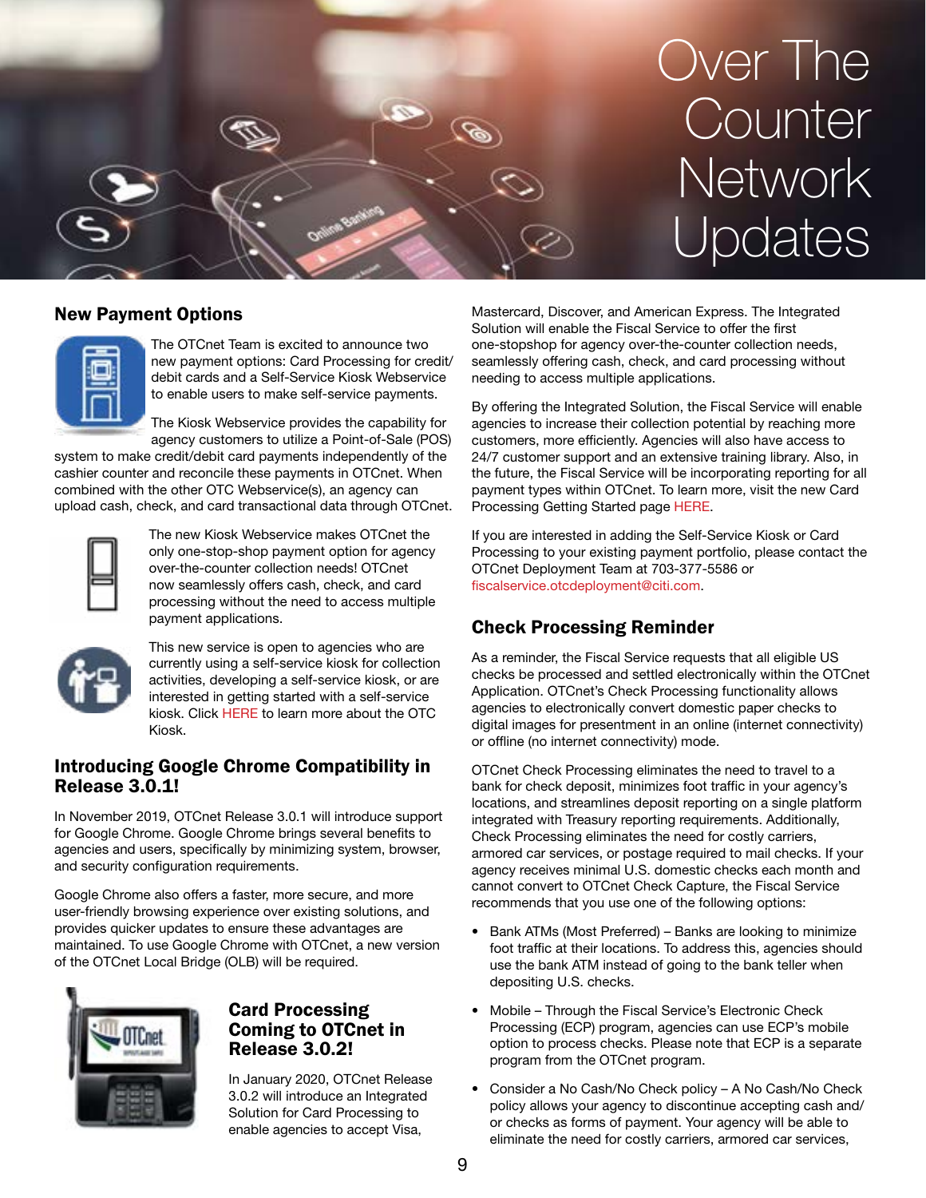# Over The Counter Network Updates

## New Payment Options

The OTCnet Team is excited to announce two new payment options: Card Processing for credit/debit cards and a Self-Service Kiosk Webservice to enable users to make self-service payments.

The Kiosk Webservice provides the capability for agency customers to utilize a Point-of-Sale (POS) system to make credit/debit card payments independently of the cashier counter and reconcile these payments in OTCnet. When combined with the other OTC Webservice(s), an agency can upload cash, check, and card transactional data through OTCnet.

The new Kiosk Webservice makes OTCnet the only one-stop-shop payment option for agency over-the-counter collection needs! OTCnet now seamlessly offers cash, check, and card processing without the need to access multiple payment applications.

This new service is open to agencies who are currently using a self-service kiosk for collection activities, developing a self-service kiosk, or are interested in getting started with a self-service kiosk. Click HERE to learn more about the OTC Kiosk.

## Introducing Google Chrome Compatibility in Release 3.0.1!

In November 2019, OTCnet Release 3.0.1 will introduce support for Google Chrome. Google Chrome brings several benefits to agencies and users, specifically by minimizing system, browser, and security configuration requirements.

Google Chrome also offers a faster, more secure, and more user-friendly browsing experience over existing solutions, and provides quicker updates to ensure these advantages are maintained. To use Google Chrome with OTCnet, a new version of the OTCnet Local Bridge (OLB) will be required.

## Card Processing Coming to OTCnet in Release 3.0.2!

In January 2020, OTCnet Release 3.0.2 will introduce an Integrated Solution for Card Processing to enable agencies to accept Visa, Mastercard, Discover, and American Express. The Integrated Solution will enable the Fiscal Service to offer the first one-stopshop for agency over-the-counter collection needs, seamlessly offering cash, check, and card processing without needing to access multiple applications.

By offering the Integrated Solution, the Fiscal Service will enable agencies to increase their collection potential by reaching more customers, more efficiently. Agencies will also have access to 24/7 customer support and an extensive training library. Also, in the future, the Fiscal Service will be incorporating reporting for all payment types within OTCnet. To learn more, visit the new Card Processing Getting Started page HERE.

If you are interested in adding the Self-Service Kiosk or Card Processing to your existing payment portfolio, please contact the OTCnet Deployment Team at 703-377-5586 or fiscalservice.otcdeployment@citi.com.

## Check Processing Reminder

As a reminder, the Fiscal Service requests that all eligible US checks be processed and settled electronically within the OTCnet Application. OTCnet's Check Processing functionality allows agencies to electronically convert domestic paper checks to digital images for presentment in an online (internet connectivity) or offline (no internet connectivity) mode.

OTCnet Check Processing eliminates the need to travel to a bank for check deposit, minimizes foot traffic in your agency's locations, and streamlines deposit reporting on a single platform integrated with Treasury reporting requirements. Additionally, Check Processing eliminates the need for costly carriers, armored car services, or postage required to mail checks. If your agency receives minimal U.S. domestic checks each month and cannot convert to OTCnet Check Capture, the Fiscal Service recommends that you use one of the following options:

- Bank ATMs (Most Preferred) – Banks are looking to minimize foot traffic at their locations. To address this, agencies should use the bank ATM instead of going to the bank teller when depositing U.S. checks.
- Mobile – Through the Fiscal Service's Electronic Check Processing (ECP) program, agencies can use ECP's mobile option to process checks. Please note that ECP is a separate program from the OTCnet program.
- Consider a No Cash/No Check policy – A No Cash/No Check policy allows your agency to discontinue accepting cash and/or checks as forms of payment. Your agency will be able to eliminate the need for costly carriers, armored car services,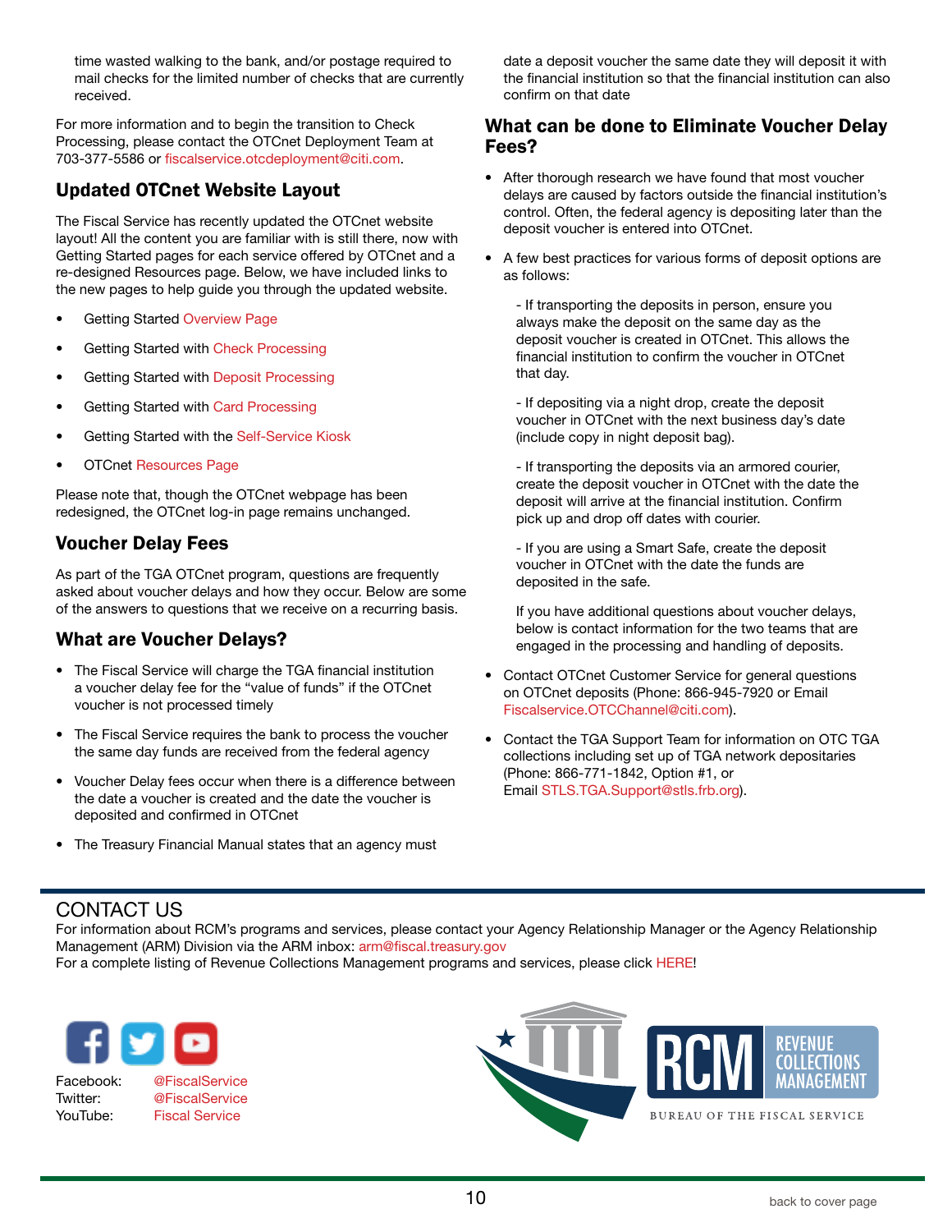time wasted walking to the bank, and/or postage required to mail checks for the limited number of checks that are currently received.

For more information and to begin the transition to Check Processing, please contact the OTCnet Deployment Team at 703-377-5586 or fiscalservice.otcdeployment@citi.com.

## Updated OTCnet Website Layout

The Fiscal Service has recently updated the OTCnet website layout! All the content you are familiar with is still there, now with Getting Started pages for each service offered by OTCnet and a re-designed Resources page. Below, we have included links to the new pages to help guide you through the updated website.

- Getting Started Overview Page
- Getting Started with Check Processing
- Getting Started with Deposit Processing
- Getting Started with Card Processing
- Getting Started with the Self-Service Kiosk
- OTCnet Resources Page

Please note that, though the OTCnet webpage has been redesigned, the OTCnet log-in page remains unchanged.

## Voucher Delay Fees

As part of the TGA OTCnet program, questions are frequently asked about voucher delays and how they occur. Below are some of the answers to questions that we receive on a recurring basis.

## What are Voucher Delays?

- The Fiscal Service will charge the TGA financial institution a voucher delay fee for the "value of funds" if the OTCnet voucher is not processed timely
- The Fiscal Service requires the bank to process the voucher the same day funds are received from the federal agency
- Voucher Delay fees occur when there is a difference between the date a voucher is created and the date the voucher is deposited and confirmed in OTCnet
- The Treasury Financial Manual states that an agency must date a deposit voucher the same date they will deposit it with the financial institution so that the financial institution can also confirm on that date

## What can be done to Eliminate Voucher Delay Fees?

- After thorough research we have found that most voucher delays are caused by factors outside the financial institution's control. Often, the federal agency is depositing later than the deposit voucher is entered into OTCnet.
- A few best practices for various forms of deposit options are as follows:

  - If transporting the deposits in person, ensure you always make the deposit on the same day as the deposit voucher is created in OTCnet. This allows the financial institution to confirm the voucher in OTCnet that day.

  - If depositing via a night drop, create the deposit voucher in OTCnet with the next business day's date (include copy in night deposit bag).

  - If transporting the deposits via an armored courier, create the deposit voucher in OTCnet with the date the deposit will arrive at the financial institution. Confirm pick up and drop off dates with courier.

  - If you are using a Smart Safe, create the deposit voucher in OTCnet with the date the funds are deposited in the safe.

  If you have additional questions about voucher delays, below is contact information for the two teams that are engaged in the processing and handling of deposits.

- Contact OTCnet Customer Service for general questions on OTCnet deposits (Phone: 866-945-7920 or Email Fiscalservice.OTCChannel@citi.com).
- Contact the TGA Support Team for information on OTC TGA collections including set up of TGA network depositaries (Phone: 866-771-1842, Option #1, or Email STLS.TGA.Support@stls.frb.org).

## CONTACT US

For information about RCM's programs and services, please contact your Agency Relationship Manager or the Agency Relationship Management (ARM) Division via the ARM inbox: arm@fiscal.treasury.gov

For a complete listing of Revenue Collections Management programs and services, please click HERE!

Facebook: @FiscalService
Twitter: @FiscalService
YouTube: Fiscal Service

RCM REVENUE COLLECTIONS MANAGEMENT
BUREAU OF THE FISCAL SERVICE

back to cover page